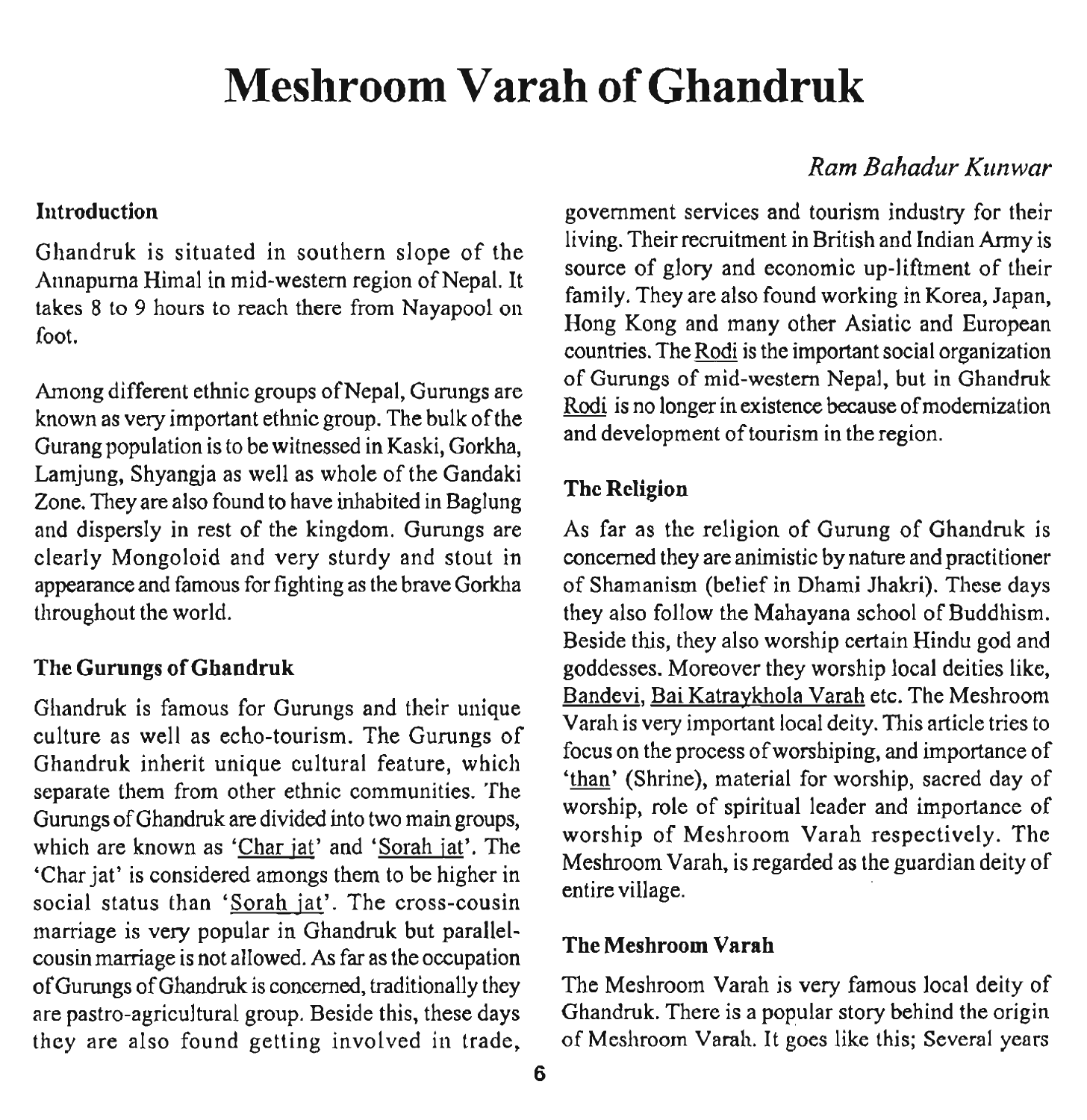# Meshroom Varah of Ghandruk

*Ram Bahadur Kunwar*

## Introduction

Ghandruk is situated in southern slope of the Annapurna Himal in mid-western region of Nepal. It takes 8 to 9 hours to reach there from Nayapool on foot.

Among different ethnic groups of Nepal, Gurungs are known as very important ethnic group. The bulk of the Gurang population is to be witnessed in Kaski, Gorkha, Lamjung, Shyangja as well as whole of the Gandaki Zone. They are also found to have inhabited in Baglung and dispersly in rest of the kingdom. Gurungs are clearly Mongoloid and very sturdy and stout in appearance and famous for fighting as the brave Gorkha throughout the world.

## The Gurungs of Ghandruk

Ghandruk is famous for Gurungs and their unique culture as well as echo-tourism. The Gurungs of Ghandruk inherit unique cultural feature, which separate them from other ethnic communities. The Gurungs of Ghandruk are divided into two main groups, which are known as 'Char jat' and 'Sorah jat'. The 'Char jat' is considered amongs them to be higher in social status than 'Sorah jat'. The cross-cousin marriage is very popular in Ghandruk but parallel-cousin marriage is not allowed. As far as the occupation of Gurungs of Ghandruk is concerned, traditionally they are pastro-agricultural group. Beside this, these days they are also found getting involved in trade, government services and tourism industry for their living. Their recruitment in British and Indian Army is source of glory and economic up-liftment of their family. They are also found working in Korea, Japan, Hong Kong and many other Asiatic and European countries. The Rodi is the important social organization of Gurungs of mid-western Nepal, but in Ghandruk Rodi is no longer in existence because of modernization and development of tourism in the region.

## The Religion

As far as the religion of Gurung of Ghandruk is concerned they are animistic by nature and practitioner of Shamanism (belief in Dhami Jhakri). These days they also follow the Mahayana school of Buddhism. Beside this, they also worship certain Hindu god and goddesses. Moreover they worship local deities like, Bandevi, Bai Katraykhola Varah etc. The Meshroom Varah is very important local deity. This article tries to focus on the process of worshiping, and importance of 'than' (Shrine), material for worship, sacred day of worship, role of spiritual leader and importance of worship of Meshroom Varah respectively. The Meshroom Varah, is regarded as the guardian deity of entire village.

## The Meshroom Varah

The Meshroom Varah is very famous local deity of Ghandruk. There is a popular story behind the origin of Meshroom Varah. It goes like this; Several years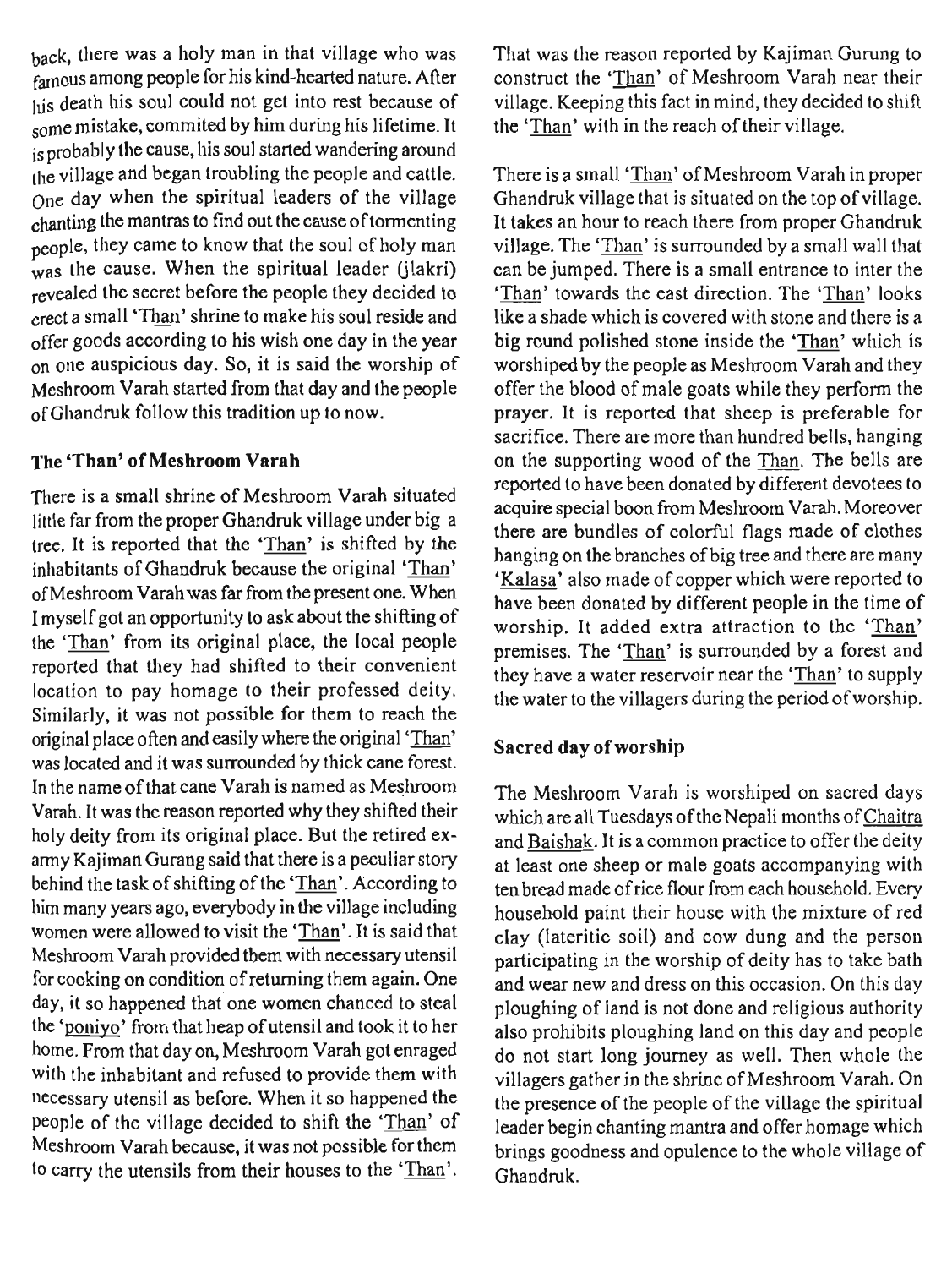back, there was a holy man in that village who was famous among people for his kind-hearted nature. After his death his soul could not get into rest because of some mistake, commited by him during his lifetime. It is probably the cause, his soul started wandering around the village and began troubling the people and cattle. One day when the spiritual leaders of the village chanting the mantras to find out the cause of tormenting people, they came to know that the soul of holy man was the cause. When the spiritual leader (jlakri) revealed the secret before the people they decided to erect a small 'Than' shrine to make his soul reside and offer goods according to his wish one day in the year on one auspicious day. So, it is said the worship of Meshroom Varah started from that day and the people of Ghandruk follow this tradition up to now.

### The 'Than' of Meshroom Varah

There is a small shrine of Meshroom Varah situated little far from the proper Ghandruk village under big a tree. It is reported that the 'Than' is shifted by the inhabitants of Ghandruk because the original 'Than' of Meshroom Varah was far from the present one. When I myself got an opportunity to ask about the shifting of the 'Than' from its original place, the local people reported that they had shifted to their convenient location to pay homage to their professed deity. Similarly, it was not possible for them to reach the original place often and easily where the original 'Than' was located and it was surrounded by thick cane forest. In the name of that cane Varah is named as Meshroom Varah. It was the reason reported why they shifted their holy deity from its original place. But the retired ex-army Kajiman Gurang said that there is a peculiar story behind the task of shifting of the 'Than'. According to him many years ago, everybody in the village including women were allowed to visit the 'Than'. It is said that Meshroom Varah provided them with necessary utensil for cooking on condition of returning them again. One day, it so happened that one women chanced to steal the 'poniyo' from that heap of utensil and took it to her home. From that day on, Meshroom Varah got enraged with the inhabitant and refused to provide them with necessary utensil as before. When it so happened the people of the village decided to shift the 'Than' of Meshroom Varah because, it was not possible for them to carry the utensils from their houses to the 'Than'. That was the reason reported by Kajiman Gurung to construct the 'Than' of Meshroom Varah near their village. Keeping this fact in mind, they decided to shift the 'Than' with in the reach of their village.

There is a small 'Than' of Meshroom Varah in proper Ghandruk village that is situated on the top of village. It takes an hour to reach there from proper Ghandruk village. The 'Than' is surrounded by a small wall that can be jumped. There is a small entrance to inter the 'Than' towards the east direction. The 'Than' looks like a shade which is covered with stone and there is a big round polished stone inside the 'Than' which is worshiped by the people as Meshroom Varah and they offer the blood of male goats while they perform the prayer. It is reported that sheep is preferable for sacrifice. There are more than hundred bells, hanging on the supporting wood of the Than. The bells are reported to have been donated by different devotees to acquire special boon from Meshroom Varah. Moreover there are bundles of colorful flags made of clothes hanging on the branches of big tree and there are many 'Kalasa' also made of copper which were reported to have been donated by different people in the time of worship. It added extra attraction to the 'Than' premises. The 'Than' is surrounded by a forest and they have a water reservoir near the 'Than' to supply the water to the villagers during the period of worship.

### Sacred day of worship

The Meshroom Varah is worshiped on sacred days which are all Tuesdays of the Nepali months of Chaitra and Baishak. It is a common practice to offer the deity at least one sheep or male goats accompanying with ten bread made of rice flour from each household. Every household paint their house with the mixture of red clay (lateritic soil) and cow dung and the person participating in the worship of deity has to take bath and wear new and dress on this occasion. On this day ploughing of land is not done and religious authority also prohibits ploughing land on this day and people do not start long journey as well. Then whole the villagers gather in the shrine of Meshroom Varah. On the presence of the people of the village the spiritual leader begin chanting mantra and offer homage which brings goodness and opulence to the whole village of Ghandruk.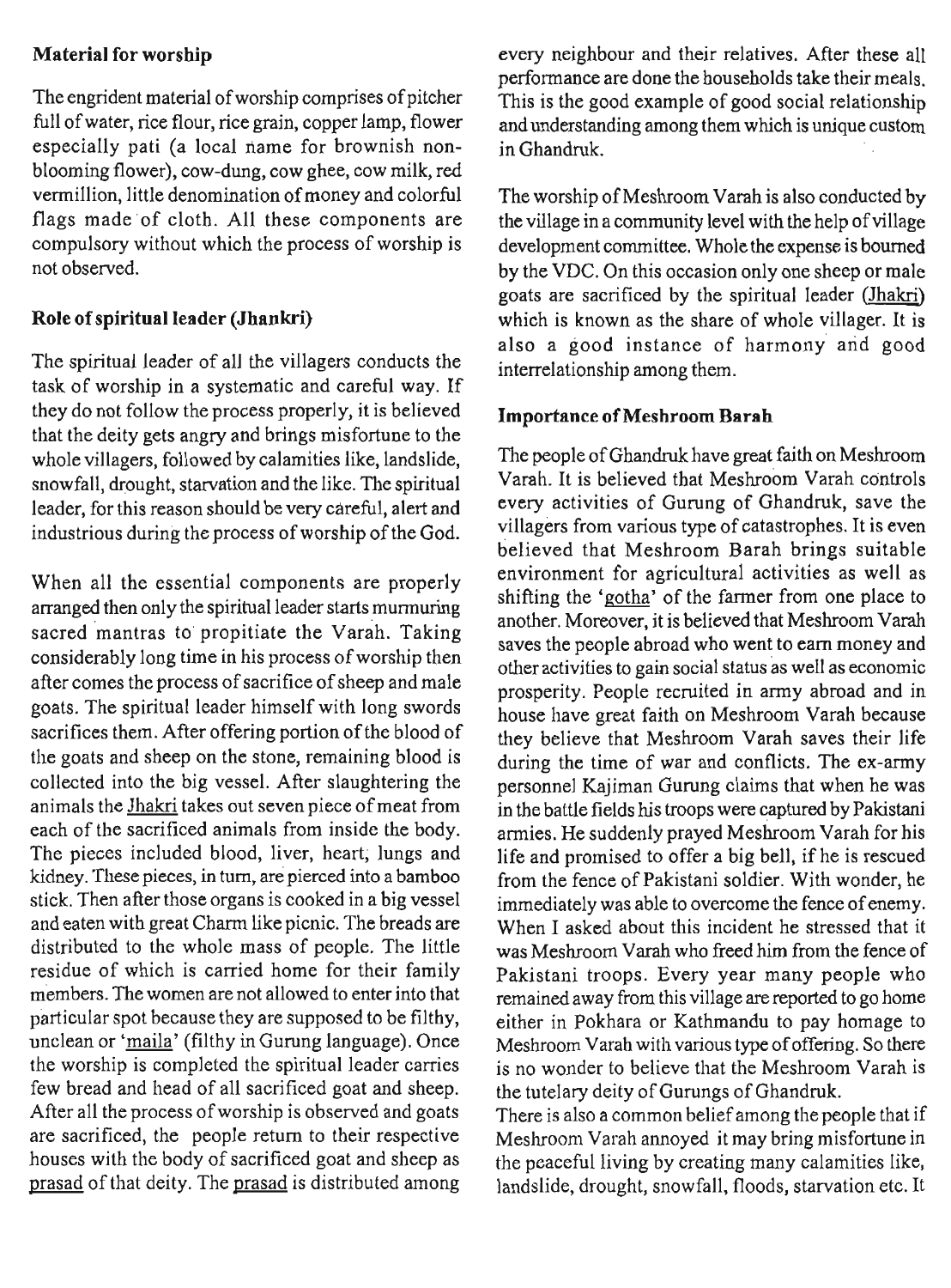**Material for worship**

The engrident material of worship comprises of pitcher full of water, rice flour, rice grain, copper lamp, flower especially pati (a local name for brownish non-blooming flower), cow-dung, cow ghee, cow milk, red vermillion, little denomination of money and colorful flags made of cloth. All these components are compulsory without which the process of worship is not observed.

**Role of spiritual leader (Jhankri)**

The spiritual leader of all the villagers conducts the task of worship in a systematic and careful way. If they do not follow the process properly, it is believed that the deity gets angry and brings misfortune to the whole villagers, followed by calamities like, landslide, snowfall, drought, starvation and the like. The spiritual leader, for this reason should be very careful, alert and industrious during the process of worship of the God.

When all the essential components are properly arranged then only the spiritual leader starts murmuring sacred mantras to propitiate the Varah. Taking considerably long time in his process of worship then after comes the process of sacrifice of sheep and male goats. The spiritual leader himself with long swords sacrifices them. After offering portion of the blood of the goats and sheep on the stone, remaining blood is collected into the big vessel. After slaughtering the animals the Jhakri takes out seven piece of meat from each of the sacrificed animals from inside the body. The pieces included blood, liver, heart, lungs and kidney. These pieces, in turn, are pierced into a bamboo stick. Then after those organs is cooked in a big vessel and eaten with great Charm like picnic. The breads are distributed to the whole mass of people. The little residue of which is carried home for their family members. The women are not allowed to enter into that particular spot because they are supposed to be filthy, unclean or 'maila' (filthy in Gurung language). Once the worship is completed the spiritual leader carries few bread and head of all sacrificed goat and sheep. After all the process of worship is observed and goats are sacrificed, the people return to their respective houses with the body of sacrificed goat and sheep as prasad of that deity. The prasad is distributed among every neighbour and their relatives. After these all performance are done the households take their meals. This is the good example of good social relationship and understanding among them which is unique custom in Ghandruk.

The worship of Meshroom Varah is also conducted by the village in a community level with the help of village development committee. Whole the expense is bourned by the VDC. On this occasion only one sheep or male goats are sacrificed by the spiritual leader (Jhakri) which is known as the share of whole villager. It is also a good instance of harmony and good interrelationship among them.

**Importance of Meshroom Barah**

The people of Ghandruk have great faith on Meshroom Varah. It is believed that Meshroom Varah controls every activities of Gurung of Ghandruk, save the villagers from various type of catastrophes. It is even believed that Meshroom Barah brings suitable environment for agricultural activities as well as shifting the 'gotha' of the farmer from one place to another. Moreover, it is believed that Meshroom Varah saves the people abroad who went to earn money and other activities to gain social status as well as economic prosperity. People recruited in army abroad and in house have great faith on Meshroom Varah because they believe that Meshroom Varah saves their life during the time of war and conflicts. The ex-army personnel Kajiman Gurung claims that when he was in the battle fields his troops were captured by Pakistani armies. He suddenly prayed Meshroom Varah for his life and promised to offer a big bell, if he is rescued from the fence of Pakistani soldier. With wonder, he immediately was able to overcome the fence of enemy. When I asked about this incident he stressed that it was Meshroom Varah who freed him from the fence of Pakistani troops. Every year many people who remained away from this village are reported to go home either in Pokhara or Kathmandu to pay homage to Meshroom Varah with various type of offering. So there is no wonder to believe that the Meshroom Varah is the tutelary deity of Gurungs of Ghandruk.

There is also a common belief among the people that if Meshroom Varah annoyed it may bring misfortune in the peaceful living by creating many calamities like, landslide, drought, snowfall, floods, starvation etc. It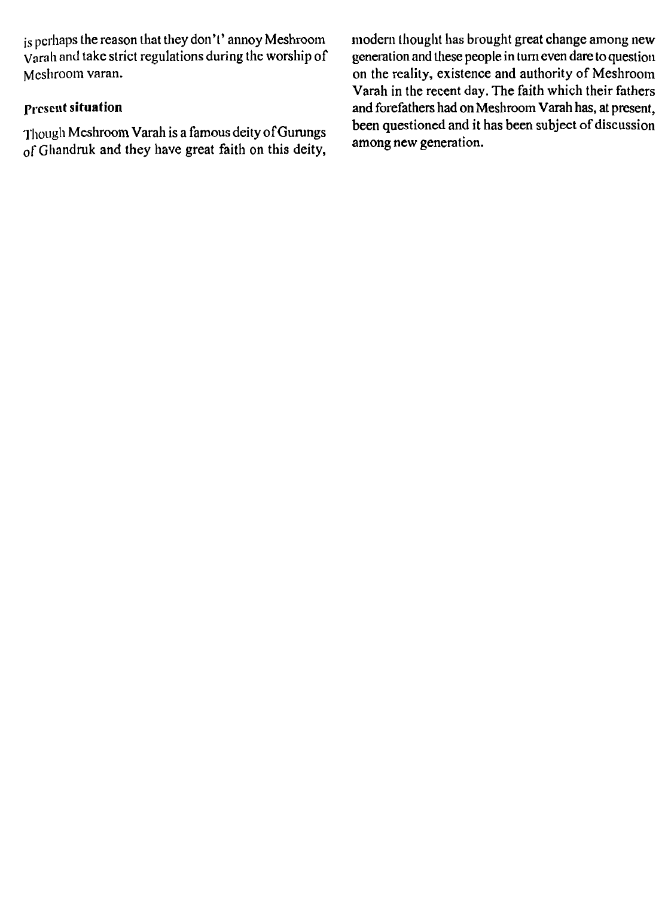is perhaps the reason that they don't' annoy Meshroom Varah and take strict regulations during the worship of Meshroom varan.

### Present situation

Though Meshroom Varah is a famous deity of Gurungs of Ghandruk and they have great faith on this deity, modern thought has brought great change among new generation and these people in turn even dare to question on the reality, existence and authority of Meshroom Varah in the recent day. The faith which their fathers and forefathers had on Meshroom Varah has, at present, been questioned and it has been subject of discussion among new generation.